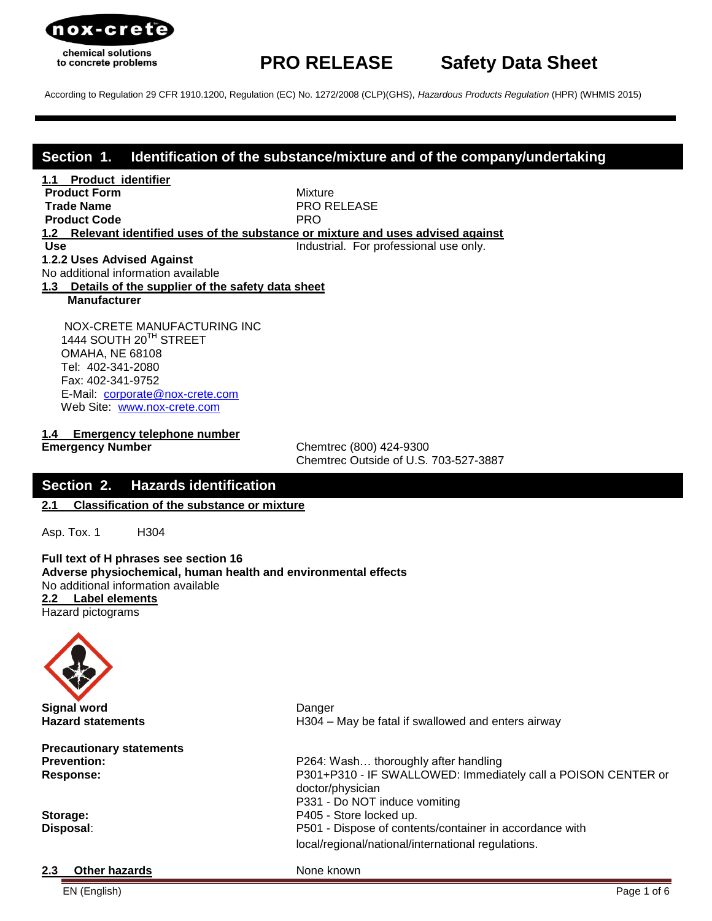nox-crete
chemical solutions to concrete problems

# PRO RELEASE Safety Data Sheet

According to Regulation 29 CFR 1910.1200, Regulation (EC) No. 1272/2008 (CLP)(GHS), *Hazardous Products Regulation* (HPR) (WHMIS 2015)

## Section 1. Identification of the substance/mixture and of the company/undertaking

### 1.1 Product identifier

| | |
|---|---|
| **Product Form** | Mixture |
| **Trade Name** | PRO RELEASE |
| **Product Code** | PRO |

### 1.2 Relevant identified uses of the substance or mixture and uses advised against

| | |
|---|---|
| **Use** | Industrial. For professional use only. |

**1.2.2 Uses Advised Against**

No additional information available

### 1.3 Details of the supplier of the safety data sheet

**Manufacturer**

NOX-CRETE MANUFACTURING INC
1444 SOUTH 20TH STREET
OMAHA, NE 68108
Tel: 402-341-2080
Fax: 402-341-9752
E-Mail: corporate@nox-crete.com
Web Site: www.nox-crete.com

### 1.4 Emergency telephone number

| | |
|---|---|
| **Emergency Number** | Chemtrec (800) 424-9300<br>Chemtrec Outside of U.S. 703-527-3887 |

## Section 2. Hazards identification

### 2.1 Classification of the substance or mixture

Asp. Tox. 1 H304

**Full text of H phrases see section 16**

**Adverse physiochemical, human health and environmental effects**

No additional information available

### 2.2 Label elements

Hazard pictograms

| | |
|---|---|
| **Signal word** | Danger |
| **Hazard statements** | H304 – May be fatal if swallowed and enters airway |

**Precautionary statements**

| | |
|---|---|
| **Prevention:** | P264: Wash… thoroughly after handling |
| **Response:** | P301+P310 - IF SWALLOWED: Immediately call a POISON CENTER or doctor/physician<br>P331 - Do NOT induce vomiting |
| **Storage:** | P405 - Store locked up. |
| **Disposal:** | P501 - Dispose of contents/container in accordance with local/regional/national/international regulations. |

### 2.3 Other hazards

None known

EN (English)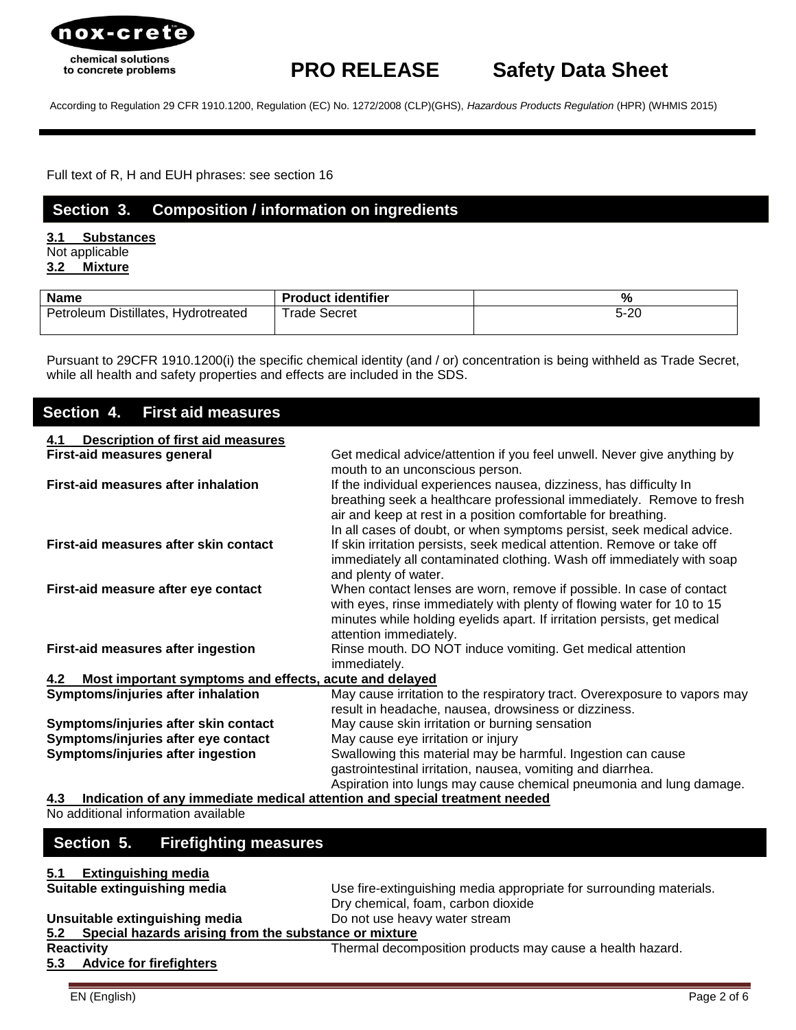Full text of R, H and EUH phrases: see section 16

## Section 3. Composition / information on ingredients

**3.1 Substances**

Not applicable

**3.2 Mixture**

| Name | Product identifier | % |
|---|---|---|
| Petroleum Distillates, Hydrotreated | Trade Secret | 5-20 |

Pursuant to 29CFR 1910.1200(i) the specific chemical identity (and / or) concentration is being withheld as Trade Secret, while all health and safety properties and effects are included in the SDS.

## Section 4. First aid measures

**4.1 Description of first aid measures**

**First-aid measures general**: Get medical advice/attention if you feel unwell. Never give anything by mouth to an unconscious person.

**First-aid measures after inhalation**: If the individual experiences nausea, dizziness, has difficulty In breathing seek a healthcare professional immediately. Remove to fresh air and keep at rest in a position comfortable for breathing. In all cases of doubt, or when symptoms persist, seek medical advice.

**First-aid measures after skin contact**: If skin irritation persists, seek medical attention. Remove or take off immediately all contaminated clothing. Wash off immediately with soap and plenty of water.

**First-aid measure after eye contact**: When contact lenses are worn, remove if possible. In case of contact with eyes, rinse immediately with plenty of flowing water for 10 to 15 minutes while holding eyelids apart. If irritation persists, get medical attention immediately.

**First-aid measures after ingestion**: Rinse mouth. DO NOT induce vomiting. Get medical attention immediately.

**4.2 Most important symptoms and effects, acute and delayed**

**Symptoms/injuries after inhalation**: May cause irritation to the respiratory tract. Overexposure to vapors may result in headache, nausea, drowsiness or dizziness.

**Symptoms/injuries after skin contact**: May cause skin irritation or burning sensation

**Symptoms/injuries after eye contact**: May cause eye irritation or injury

**Symptoms/injuries after ingestion**: Swallowing this material may be harmful. Ingestion can cause gastrointestinal irritation, nausea, vomiting and diarrhea. Aspiration into lungs may cause chemical pneumonia and lung damage.

**4.3 Indication of any immediate medical attention and special treatment needed**

No additional information available

## Section 5. Firefighting measures

**5.1 Extinguishing media**

**Suitable extinguishing media**: Use fire-extinguishing media appropriate for surrounding materials. Dry chemical, foam, carbon dioxide

**Unsuitable extinguishing media**: Do not use heavy water stream

**5.2 Special hazards arising from the substance or mixture**

**Reactivity**: Thermal decomposition products may cause a health hazard.

**5.3 Advice for firefighters**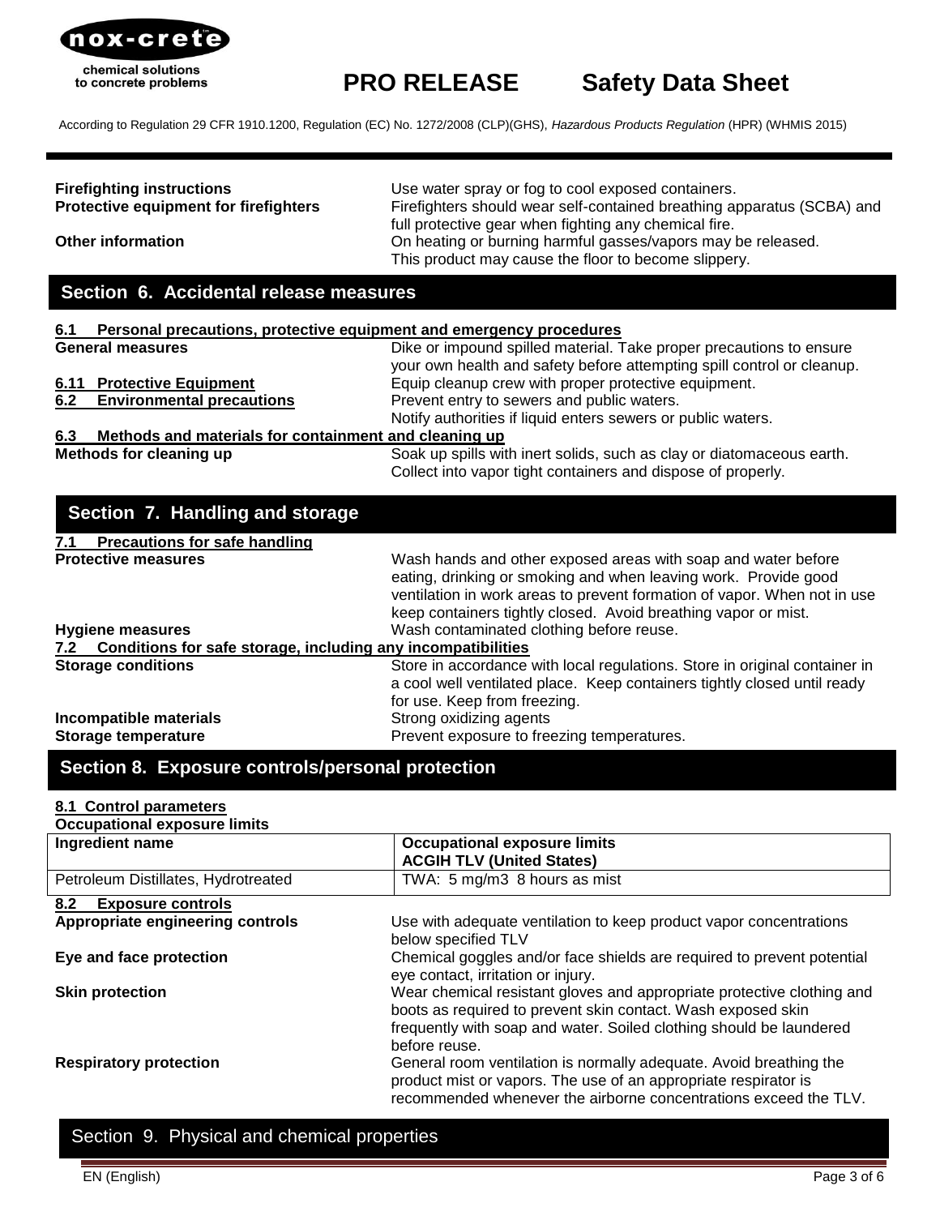| | |
|---|---|
| **Firefighting instructions** | Use water spray or fog to cool exposed containers. |
| **Protective equipment for firefighters** | Firefighters should wear self-contained breathing apparatus (SCBA) and full protective gear when fighting any chemical fire. |
| **Other information** | On heating or burning harmful gasses/vapors may be released. This product may cause the floor to become slippery. |

## Section 6. Accidental release measures

**6.1 Personal precautions, protective equipment and emergency procedures**

| | |
|---|---|
| **General measures** | Dike or impound spilled material. Take proper precautions to ensure your own health and safety before attempting spill control or cleanup. |
| **6.11 Protective Equipment** | Equip cleanup crew with proper protective equipment. |
| **6.2 Environmental precautions** | Prevent entry to sewers and public waters. Notify authorities if liquid enters sewers or public waters. |

**6.3 Methods and materials for containment and cleaning up**

| | |
|---|---|
| **Methods for cleaning up** | Soak up spills with inert solids, such as clay or diatomaceous earth. Collect into vapor tight containers and dispose of properly. |

## Section 7. Handling and storage

**7.1 Precautions for safe handling**

| | |
|---|---|
| **Protective measures** | Wash hands and other exposed areas with soap and water before eating, drinking or smoking and when leaving work. Provide good ventilation in work areas to prevent formation of vapor. When not in use keep containers tightly closed. Avoid breathing vapor or mist. |
| **Hygiene measures** | Wash contaminated clothing before reuse. |

**7.2 Conditions for safe storage, including any incompatibilities**

| | |
|---|---|
| **Storage conditions** | Store in accordance with local regulations. Store in original container in a cool well ventilated place. Keep containers tightly closed until ready for use. Keep from freezing. |
| **Incompatible materials** | Strong oxidizing agents |
| **Storage temperature** | Prevent exposure to freezing temperatures. |

## Section 8. Exposure controls/personal protection

**8.1 Control parameters**

**Occupational exposure limits**

| Ingredient name | Occupational exposure limits ACGIH TLV (United States) |
|---|---|
| Petroleum Distillates, Hydrotreated | TWA: 5 mg/m3 8 hours as mist |

**8.2 Exposure controls**

| | |
|---|---|
| **Appropriate engineering controls** | Use with adequate ventilation to keep product vapor concentrations below specified TLV |
| **Eye and face protection** | Chemical goggles and/or face shields are required to prevent potential eye contact, irritation or injury. |
| **Skin protection** | Wear chemical resistant gloves and appropriate protective clothing and boots as required to prevent skin contact. Wash exposed skin frequently with soap and water. Soiled clothing should be laundered before reuse. |
| **Respiratory protection** | General room ventilation is normally adequate. Avoid breathing the product mist or vapors. The use of an appropriate respirator is recommended whenever the airborne concentrations exceed the TLV. |

## Section 9. Physical and chemical properties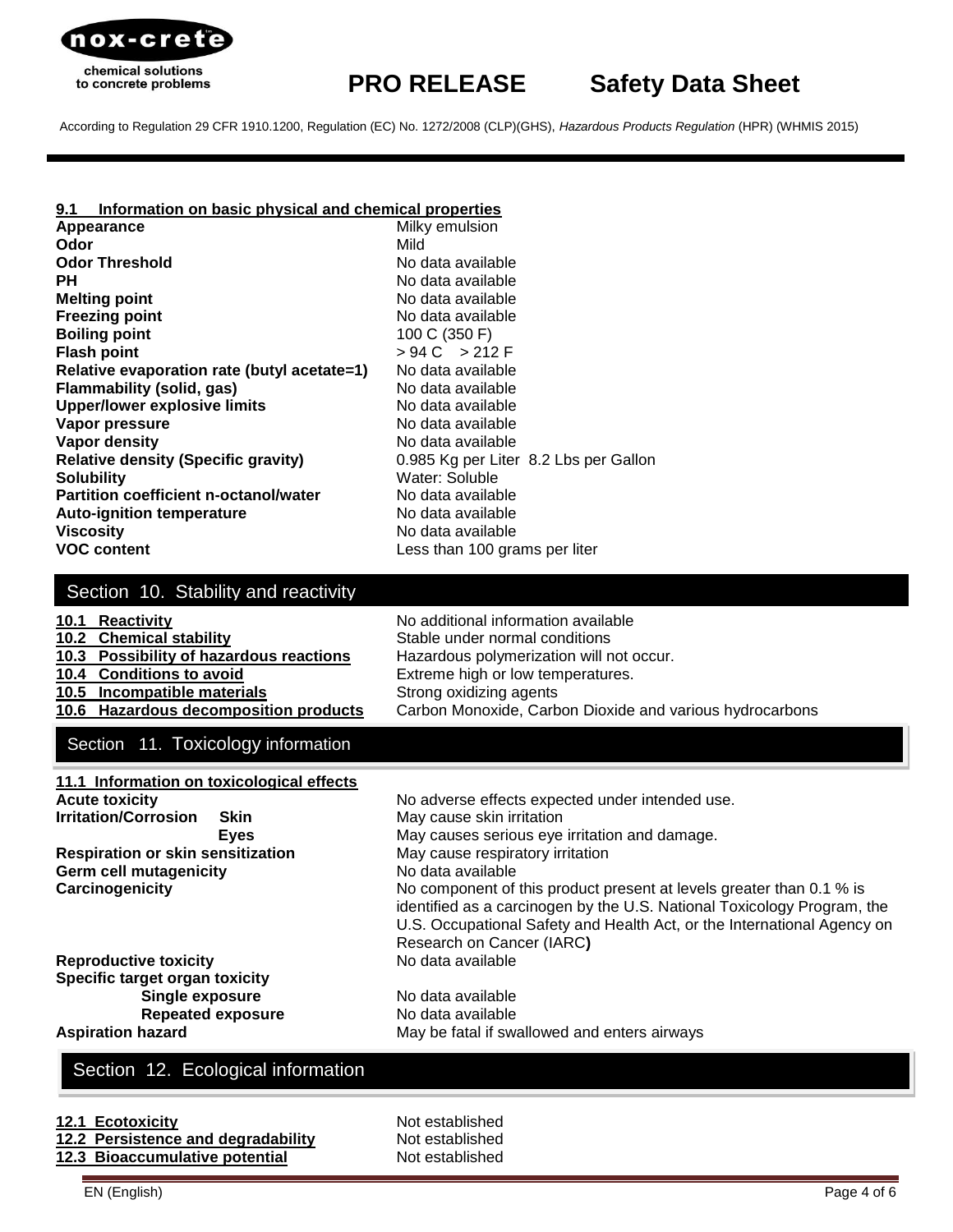**9.1 Information on basic physical and chemical properties**

| | |
|---|---|
| **Appearance** | Milky emulsion |
| **Odor** | Mild |
| **Odor Threshold** | No data available |
| **PH** | No data available |
| **Melting point** | No data available |
| **Freezing point** | No data available |
| **Boiling point** | 100 C (350 F) |
| **Flash point** | > 94 C > 212 F |
| **Relative evaporation rate (butyl acetate=1)** | No data available |
| **Flammability (solid, gas)** | No data available |
| **Upper/lower explosive limits** | No data available |
| **Vapor pressure** | No data available |
| **Vapor density** | No data available |
| **Relative density (Specific gravity)** | 0.985 Kg per Liter 8.2 Lbs per Gallon |
| **Solubility** | Water: Soluble |
| **Partition coefficient n-octanol/water** | No data available |
| **Auto-ignition temperature** | No data available |
| **Viscosity** | No data available |
| **VOC content** | Less than 100 grams per liter |

## Section 10. Stability and reactivity

| | |
|---|---|
| **10.1 Reactivity** | No additional information available |
| **10.2 Chemical stability** | Stable under normal conditions |
| **10.3 Possibility of hazardous reactions** | Hazardous polymerization will not occur. |
| **10.4 Conditions to avoid** | Extreme high or low temperatures. |
| **10.5 Incompatible materials** | Strong oxidizing agents |
| **10.6 Hazardous decomposition products** | Carbon Monoxide, Carbon Dioxide and various hydrocarbons |

## Section 11. Toxicology information

**11.1 Information on toxicological effects**

| | |
|---|---|
| **Acute toxicity** | No adverse effects expected under intended use. |
| **Irritation/Corrosion Skin** | May cause skin irritation |
| **Eyes** | May causes serious eye irritation and damage. |
| **Respiration or skin sensitization** | May cause respiratory irritation |
| **Germ cell mutagenicity** | No data available |
| **Carcinogenicity** | No component of this product present at levels greater than 0.1 % is identified as a carcinogen by the U.S. National Toxicology Program, the U.S. Occupational Safety and Health Act, or the International Agency on Research on Cancer (IARC**)** |
| **Reproductive toxicity** | No data available |
| **Specific target organ toxicity** | |
| **Single exposure** | No data available |
| **Repeated exposure** | No data available |
| **Aspiration hazard** | May be fatal if swallowed and enters airways |

## Section 12. Ecological information

| | |
|---|---|
| **12.1 Ecotoxicity** | Not established |
| **12.2 Persistence and degradability** | Not established |
| **12.3 Bioaccumulative potential** | Not established |

EN (English)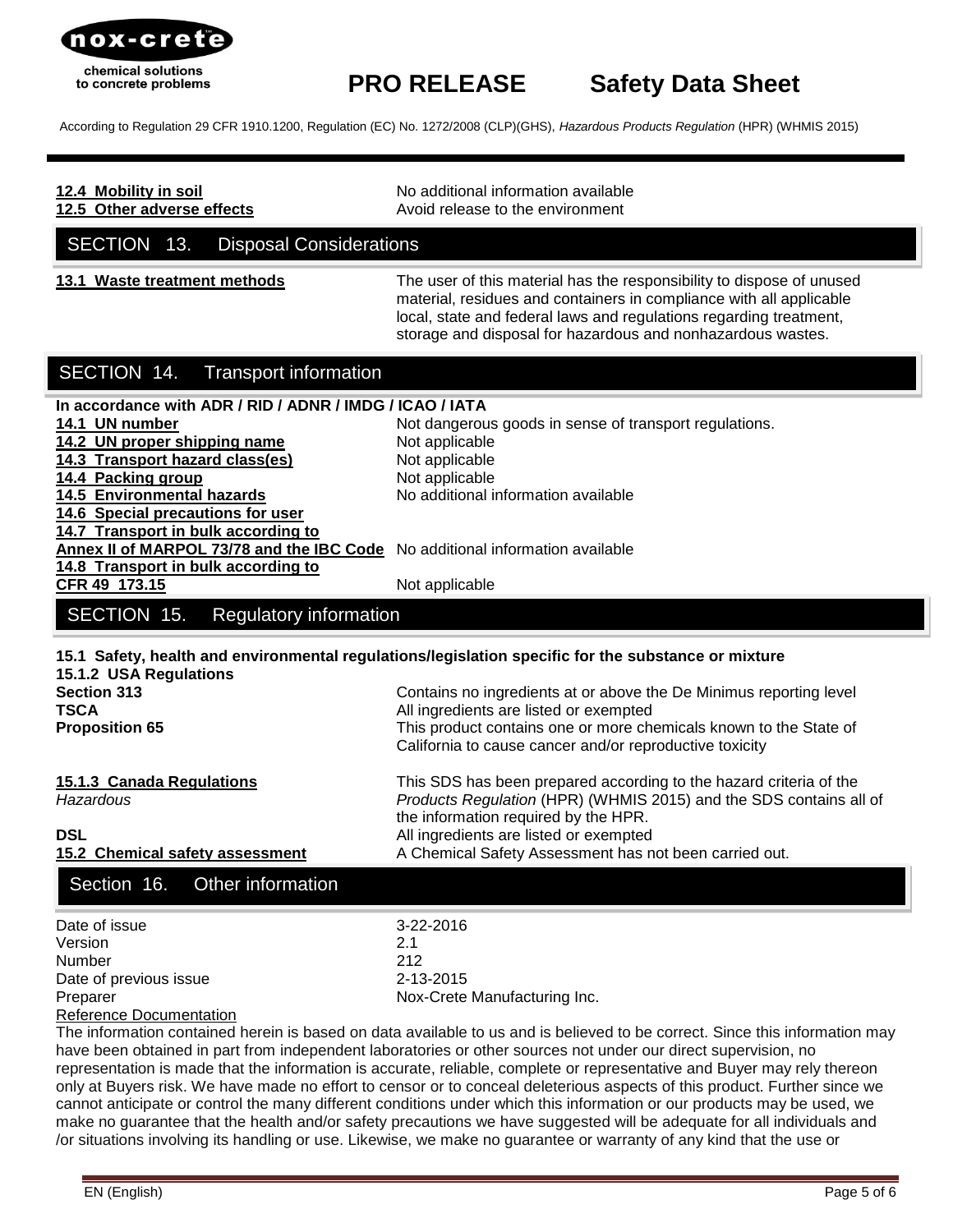**12.4 Mobility in soil** No additional information available

**12.5 Other adverse effects** Avoid release to the environment

## SECTION 13. Disposal Considerations

**13.1 Waste treatment methods** The user of this material has the responsibility to dispose of unused material, residues and containers in compliance with all applicable local, state and federal laws and regulations regarding treatment, storage and disposal for hazardous and nonhazardous wastes.

## SECTION 14. Transport information

**In accordance with ADR / RID / ADNR / IMDG / ICAO / IATA**

| | |
|---|---|
| **14.1 UN number** | Not dangerous goods in sense of transport regulations. |
| **14.2 UN proper shipping name** | Not applicable |
| **14.3 Transport hazard class(es)** | Not applicable |
| **14.4 Packing group** | Not applicable |
| **14.5 Environmental hazards** | No additional information available |
| **14.6 Special precautions for user** | |
| **14.7 Transport in bulk according to Annex II of MARPOL 73/78 and the IBC Code** | No additional information available |
| **14.8 Transport in bulk according to CFR 49 173.15** | Not applicable |

## SECTION 15. Regulatory information

**15.1 Safety, health and environmental regulations/legislation specific for the substance or mixture**

**15.1.2 USA Regulations**

| | |
|---|---|
| **Section 313** | Contains no ingredients at or above the De Minimus reporting level |
| **TSCA** | All ingredients are listed or exempted |
| **Proposition 65** | This product contains one or more chemicals known to the State of California to cause cancer and/or reproductive toxicity |

**15.1.3 Canada Regulations**

| | |
|---|---|
| *Hazardous* | This SDS has been prepared according to the hazard criteria of the *Products Regulation* (HPR) (WHMIS 2015) and the SDS contains all of the information required by the HPR. |
| **DSL** | All ingredients are listed or exempted |
| **15.2 Chemical safety assessment** | A Chemical Safety Assessment has not been carried out. |

## Section 16. Other information

| | |
|---|---|
| Date of issue | 3-22-2016 |
| Version | 2.1 |
| Number | 212 |
| Date of previous issue | 2-13-2015 |
| Preparer | Nox-Crete Manufacturing Inc. |

Reference Documentation

The information contained herein is based on data available to us and is believed to be correct. Since this information may have been obtained in part from independent laboratories or other sources not under our direct supervision, no representation is made that the information is accurate, reliable, complete or representative and Buyer may rely thereon only at Buyers risk. We have made no effort to censor or to conceal deleterious aspects of this product. Further since we cannot anticipate or control the many different conditions under which this information or our products may be used, we make no guarantee that the health and/or safety precautions we have suggested will be adequate for all individuals and /or situations involving its handling or use. Likewise, we make no guarantee or warranty of any kind that the use or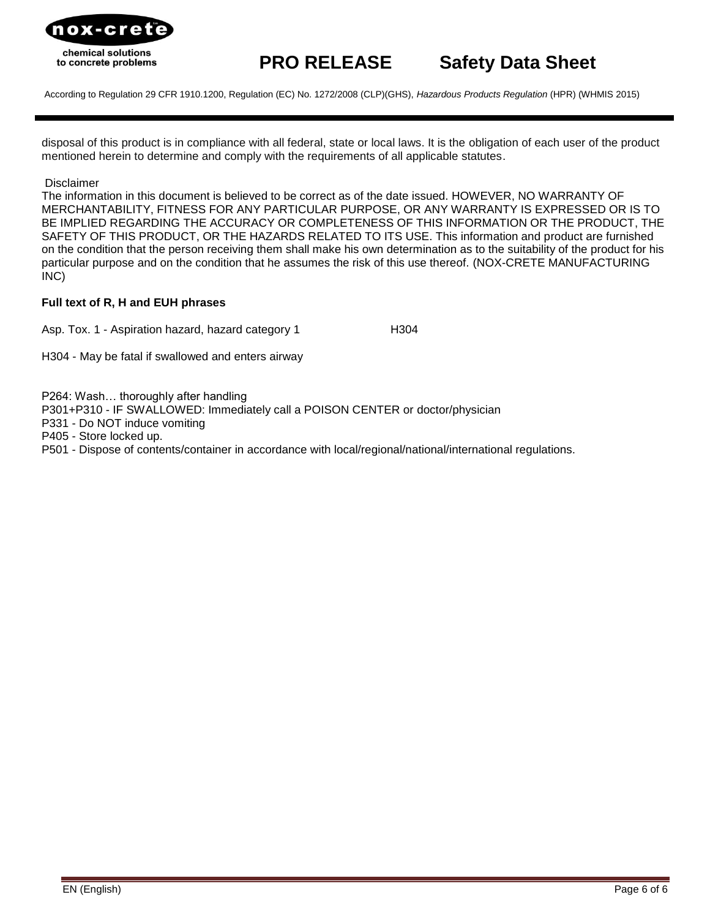disposal of this product is in compliance with all federal, state or local laws. It is the obligation of each user of the product mentioned herein to determine and comply with the requirements of all applicable statutes.

Disclaimer

The information in this document is believed to be correct as of the date issued. HOWEVER, NO WARRANTY OF MERCHANTABILITY, FITNESS FOR ANY PARTICULAR PURPOSE, OR ANY WARRANTY IS EXPRESSED OR IS TO BE IMPLIED REGARDING THE ACCURACY OR COMPLETENESS OF THIS INFORMATION OR THE PRODUCT, THE SAFETY OF THIS PRODUCT, OR THE HAZARDS RELATED TO ITS USE. This information and product are furnished on the condition that the person receiving them shall make his own determination as to the suitability of the product for his particular purpose and on the condition that he assumes the risk of this use thereof. (NOX-CRETE MANUFACTURING INC)

**Full text of R, H and EUH phrases**

| | |
|---|---|
| Asp. Tox. 1 - Aspiration hazard, hazard category 1 | H304 |

H304 - May be fatal if swallowed and enters airway

P264: Wash… thoroughly after handling
P301+P310 - IF SWALLOWED: Immediately call a POISON CENTER or doctor/physician
P331 - Do NOT induce vomiting
P405 - Store locked up.
P501 - Dispose of contents/container in accordance with local/regional/national/international regulations.